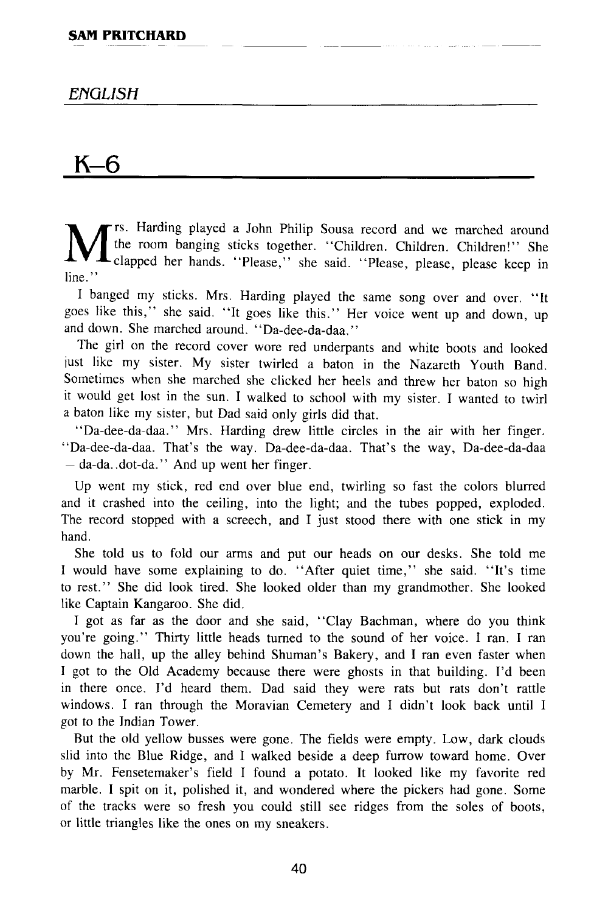**SAM PRITCHARD**

*ENGLISH*

# K–6

Mrs. Harding played a John Philip Sousa record and we marched around the room banging sticks together. "Children. Children. Children!" She clapped her hands. "Please," she said. "Please, please, please keep in line."

I banged my sticks. Mrs. Harding played the same song over and over. "It goes like this," she said. "It goes like this." Her voice went up and down, up and down. She marched around. "Da-dee-da-daa."

The girl on the record cover wore red underpants and white boots and looked just like my sister. My sister twirled a baton in the Nazareth Youth Band. Sometimes when she marched she clicked her heels and threw her baton so high it would get lost in the sun. I walked to school with my sister. I wanted to twirl a baton like my sister, but Dad said only girls did that.

"Da-dee-da-daa." Mrs. Harding drew little circles in the air with her finger. "Da-dee-da-daa. That's the way. Da-dee-da-daa. That's the way, Da-dee-da-daa – da-da..dot-da." And up went her finger.

Up went my stick, red end over blue end, twirling so fast the colors blurred and it crashed into the ceiling, into the light; and the tubes popped, exploded. The record stopped with a screech, and I just stood there with one stick in my hand.

She told us to fold our arms and put our heads on our desks. She told me I would have some explaining to do. "After quiet time," she said. "It's time to rest." She did look tired. She looked older than my grandmother. She looked like Captain Kangaroo. She did.

I got as far as the door and she said, "Clay Bachman, where do you think you're going." Thirty little heads turned to the sound of her voice. I ran. I ran down the hall, up the alley behind Shuman's Bakery, and I ran even faster when I got to the Old Academy because there were ghosts in that building. I'd been in there once. I'd heard them. Dad said they were rats but rats don't rattle windows. I ran through the Moravian Cemetery and I didn't look back until I got to the Indian Tower.

But the old yellow busses were gone. The fields were empty. Low, dark clouds slid into the Blue Ridge, and I walked beside a deep furrow toward home. Over by Mr. Fensetemaker's field I found a potato. It looked like my favorite red marble. I spit on it, polished it, and wondered where the pickers had gone. Some of the tracks were so fresh you could still see ridges from the soles of boots, or little triangles like the ones on my sneakers.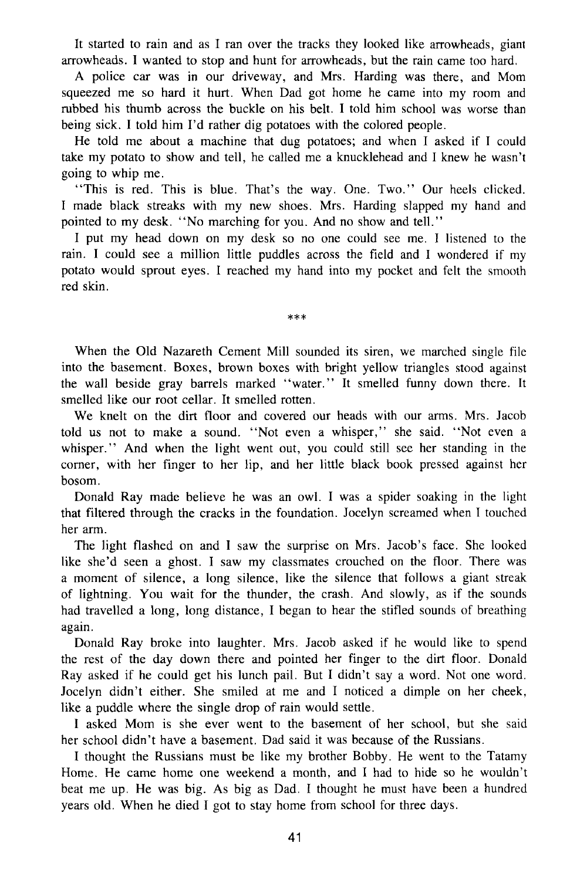It started to rain and as I ran over the tracks they looked like arrowheads, giant arrowheads. I wanted to stop and hunt for arrowheads, but the rain came too hard.

A police car was in our driveway, and Mrs. Harding was there, and Mom squeezed me so hard it hurt. When Dad got home he came into my room and rubbed his thumb across the buckle on his belt. I told him school was worse than being sick. I told him I'd rather dig potatoes with the colored people.

He told me about a machine that dug potatoes; and when I asked if I could take my potato to show and tell, he called me a knucklehead and I knew he wasn't going to whip me.

"This is red. This is blue. That's the way. One. Two." Our heels clicked. I made black streaks with my new shoes. Mrs. Harding slapped my hand and pointed to my desk. "No marching for you. And no show and tell."

I put my head down on my desk so no one could see me. I listened to the rain. I could see a million little puddles across the field and I wondered if my potato would sprout eyes. I reached my hand into my pocket and felt the smooth red skin.

***

When the Old Nazareth Cement Mill sounded its siren, we marched single file into the basement. Boxes, brown boxes with bright yellow triangles stood against the wall beside gray barrels marked "water." It smelled funny down there. It smelled like our root cellar. It smelled rotten.

We knelt on the dirt floor and covered our heads with our arms. Mrs. Jacob told us not to make a sound. "Not even a whisper," she said. "Not even a whisper." And when the light went out, you could still see her standing in the corner, with her finger to her lip, and her little black book pressed against her bosom.

Donald Ray made believe he was an owl. I was a spider soaking in the light that filtered through the cracks in the foundation. Jocelyn screamed when I touched her arm.

The light flashed on and I saw the surprise on Mrs. Jacob's face. She looked like she'd seen a ghost. I saw my classmates crouched on the floor. There was a moment of silence, a long silence, like the silence that follows a giant streak of lightning. You wait for the thunder, the crash. And slowly, as if the sounds had travelled a long, long distance, I began to hear the stifled sounds of breathing again.

Donald Ray broke into laughter. Mrs. Jacob asked if he would like to spend the rest of the day down there and pointed her finger to the dirt floor. Donald Ray asked if he could get his lunch pail. But I didn't say a word. Not one word. Jocelyn didn't either. She smiled at me and I noticed a dimple on her cheek, like a puddle where the single drop of rain would settle.

I asked Mom is she ever went to the basement of her school, but she said her school didn't have a basement. Dad said it was because of the Russians.

I thought the Russians must be like my brother Bobby. He went to the Tatamy Home. He came home one weekend a month, and I had to hide so he wouldn't beat me up. He was big. As big as Dad. I thought he must have been a hundred years old. When he died I got to stay home from school for three days.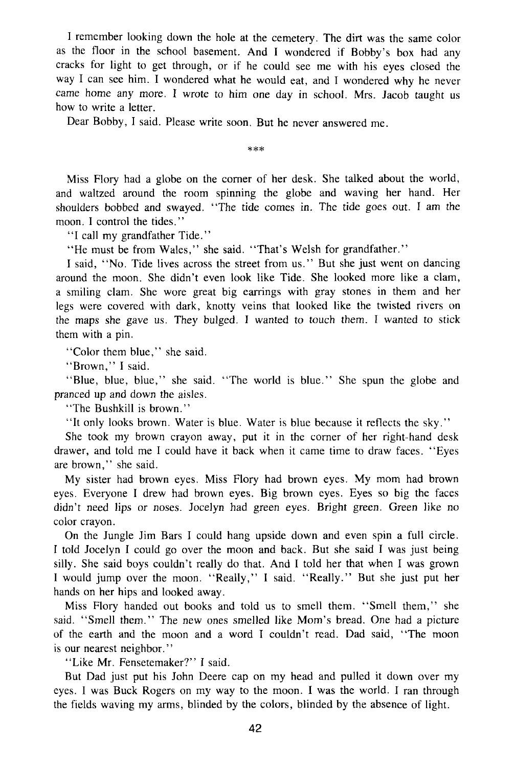I remember looking down the hole at the cemetery. The dirt was the same color as the floor in the school basement. And I wondered if Bobby's box had any cracks for light to get through, or if he could see me with his eyes closed the way I can see him. I wondered what he would eat, and I wondered why he never came home any more. I wrote to him one day in school. Mrs. Jacob taught us how to write a letter.

Dear Bobby, I said. Please write soon. But he never answered me.

***

Miss Flory had a globe on the corner of her desk. She talked about the world, and waltzed around the room spinning the globe and waving her hand. Her shoulders bobbed and swayed. "The tide comes in. The tide goes out. I am the moon. I control the tides."

"I call my grandfather Tide."

"He must be from Wales," she said. "That's Welsh for grandfather."

I said, "No. Tide lives across the street from us." But she just went on dancing around the moon. She didn't even look like Tide. She looked more like a clam, a smiling clam. She wore great big earrings with gray stones in them and her legs were covered with dark, knotty veins that looked like the twisted rivers on the maps she gave us. They bulged. I wanted to touch them. I wanted to stick them with a pin.

"Color them blue," she said.

"Brown," I said.

"Blue, blue, blue," she said. "The world is blue." She spun the globe and pranced up and down the aisles.

"The Bushkill is brown."

"It only looks brown. Water is blue. Water is blue because it reflects the sky."

She took my brown crayon away, put it in the corner of her right-hand desk drawer, and told me I could have it back when it came time to draw faces. "Eyes are brown," she said.

My sister had brown eyes. Miss Flory had brown eyes. My mom had brown eyes. Everyone I drew had brown eyes. Big brown eyes. Eyes so big the faces didn't need lips or noses. Jocelyn had green eyes. Bright green. Green like no color crayon.

On the Jungle Jim Bars I could hang upside down and even spin a full circle. I told Jocelyn I could go over the moon and back. But she said I was just being silly. She said boys couldn't really do that. And I told her that when I was grown I would jump over the moon. "Really," I said. "Really." But she just put her hands on her hips and looked away.

Miss Flory handed out books and told us to smell them. "Smell them," she said. "Smell them." The new ones smelled like Mom's bread. One had a picture of the earth and the moon and a word I couldn't read. Dad said, "The moon is our nearest neighbor."

"Like Mr. Fensetemaker?" I said.

But Dad just put his John Deere cap on my head and pulled it down over my eyes. I was Buck Rogers on my way to the moon. I was the world. I ran through the fields waving my arms, blinded by the colors, blinded by the absence of light.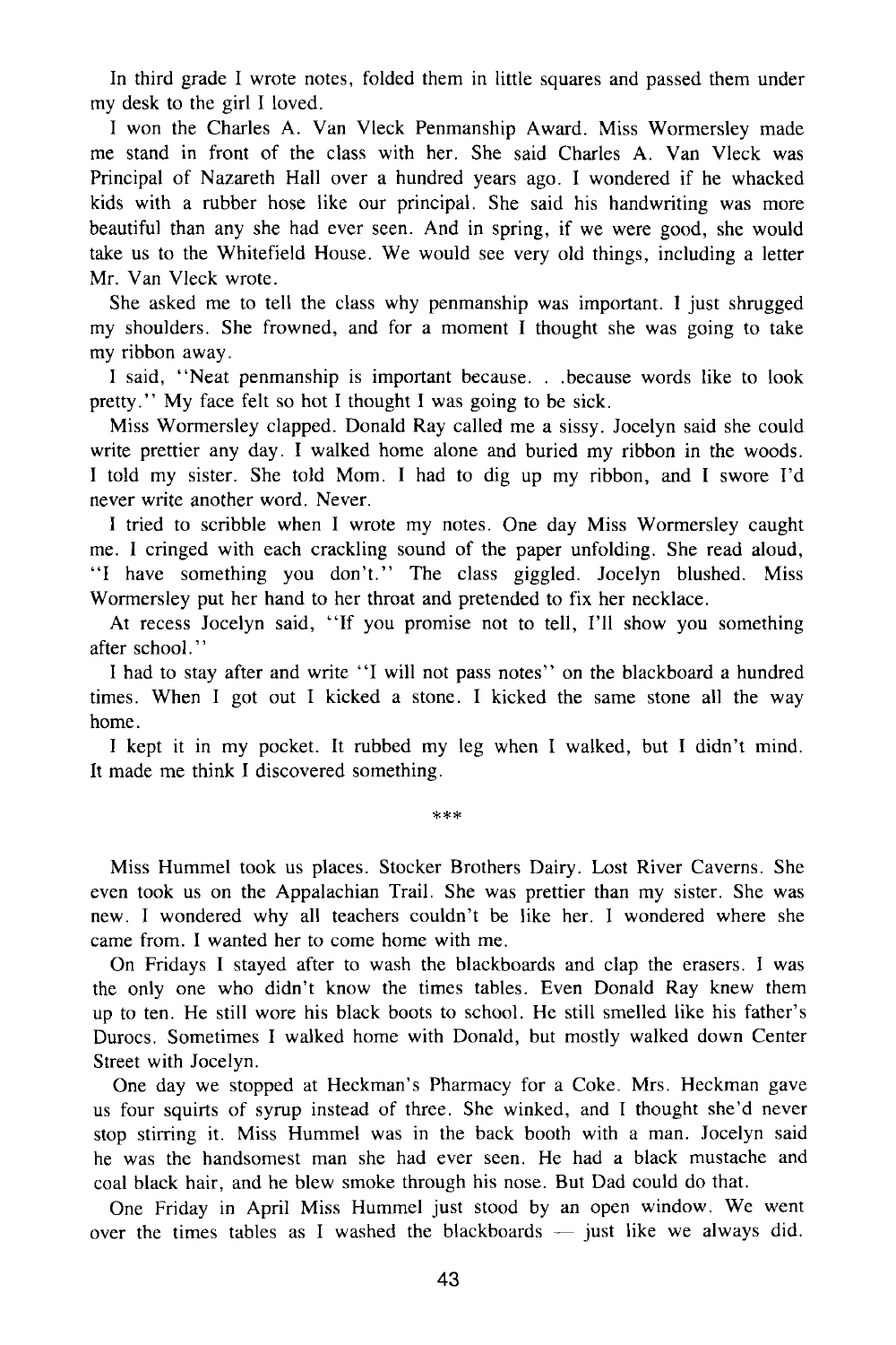In third grade I wrote notes, folded them in little squares and passed them under my desk to the girl I loved.

I won the Charles A. Van Vleck Penmanship Award. Miss Wormersley made me stand in front of the class with her. She said Charles A. Van Vleck was Principal of Nazareth Hall over a hundred years ago. I wondered if he whacked kids with a rubber hose like our principal. She said his handwriting was more beautiful than any she had ever seen. And in spring, if we were good, she would take us to the Whitefield House. We would see very old things, including a letter Mr. Van Vleck wrote.

She asked me to tell the class why penmanship was important. I just shrugged my shoulders. She frowned, and for a moment I thought she was going to take my ribbon away.

I said, "Neat penmanship is important because. . .because words like to look pretty." My face felt so hot I thought I was going to be sick.

Miss Wormersley clapped. Donald Ray called me a sissy. Jocelyn said she could write prettier any day. I walked home alone and buried my ribbon in the woods. I told my sister. She told Mom. I had to dig up my ribbon, and I swore I'd never write another word. Never.

I tried to scribble when I wrote my notes. One day Miss Wormersley caught me. I cringed with each crackling sound of the paper unfolding. She read aloud, "I have something you don't." The class giggled. Jocelyn blushed. Miss Wormersley put her hand to her throat and pretended to fix her necklace.

At recess Jocelyn said, "If you promise not to tell, I'll show you something after school."

I had to stay after and write "I will not pass notes" on the blackboard a hundred times. When I got out I kicked a stone. I kicked the same stone all the way home.

I kept it in my pocket. It rubbed my leg when I walked, but I didn't mind. It made me think I discovered something.

***

Miss Hummel took us places. Stocker Brothers Dairy. Lost River Caverns. She even took us on the Appalachian Trail. She was prettier than my sister. She was new. I wondered why all teachers couldn't be like her. I wondered where she came from. I wanted her to come home with me.

On Fridays I stayed after to wash the blackboards and clap the erasers. I was the only one who didn't know the times tables. Even Donald Ray knew them up to ten. He still wore his black boots to school. He still smelled like his father's Durocs. Sometimes I walked home with Donald, but mostly walked down Center Street with Jocelyn.

One day we stopped at Heckman's Pharmacy for a Coke. Mrs. Heckman gave us four squirts of syrup instead of three. She winked, and I thought she'd never stop stirring it. Miss Hummel was in the back booth with a man. Jocelyn said he was the handsomest man she had ever seen. He had a black mustache and coal black hair, and he blew smoke through his nose. But Dad could do that.

One Friday in April Miss Hummel just stood by an open window. We went over the times tables as I washed the blackboards — just like we always did.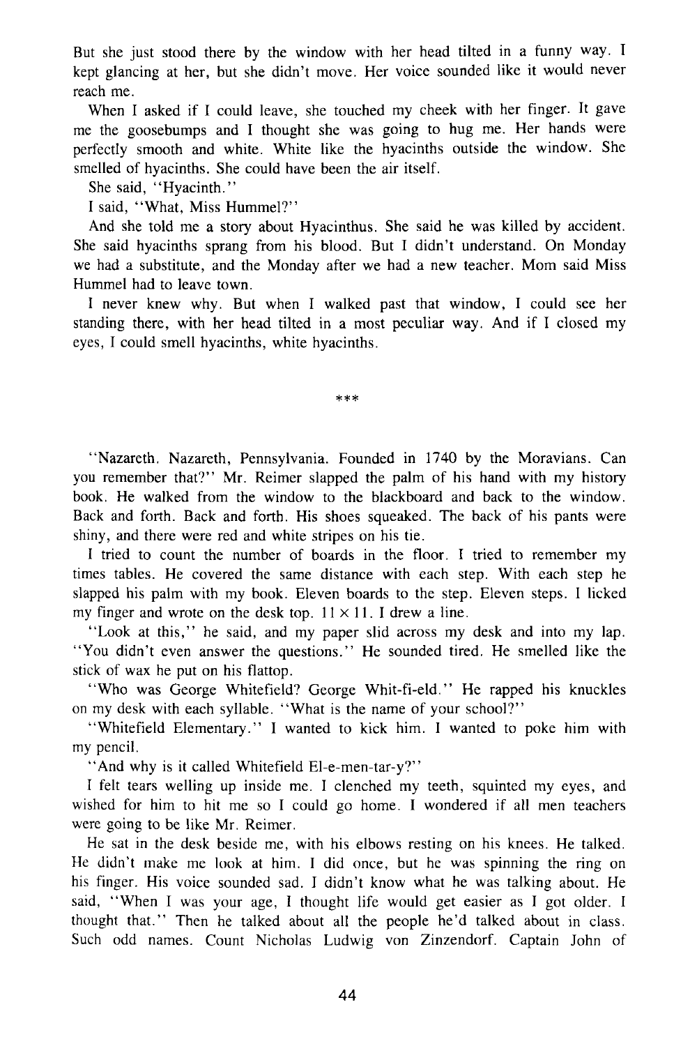But she just stood there by the window with her head tilted in a funny way. I kept glancing at her, but she didn't move. Her voice sounded like it would never reach me.

When I asked if I could leave, she touched my cheek with her finger. It gave me the goosebumps and I thought she was going to hug me. Her hands were perfectly smooth and white. White like the hyacinths outside the window. She smelled of hyacinths. She could have been the air itself.

She said, "Hyacinth."

I said, "What, Miss Hummel?"

And she told me a story about Hyacinthus. She said he was killed by accident. She said hyacinths sprang from his blood. But I didn't understand. On Monday we had a substitute, and the Monday after we had a new teacher. Mom said Miss Hummel had to leave town.

I never knew why. But when I walked past that window, I could see her standing there, with her head tilted in a most peculiar way. And if I closed my eyes, I could smell hyacinths, white hyacinths.

***

"Nazareth. Nazareth, Pennsylvania. Founded in 1740 by the Moravians. Can you remember that?" Mr. Reimer slapped the palm of his hand with my history book. He walked from the window to the blackboard and back to the window. Back and forth. Back and forth. His shoes squeaked. The back of his pants were shiny, and there were red and white stripes on his tie.

I tried to count the number of boards in the floor. I tried to remember my times tables. He covered the same distance with each step. With each step he slapped his palm with my book. Eleven boards to the step. Eleven steps. I licked my finger and wrote on the desk top. $11 \times 11$. I drew a line.

"Look at this," he said, and my paper slid across my desk and into my lap. "You didn't even answer the questions." He sounded tired. He smelled like the stick of wax he put on his flattop.

"Who was George Whitefield? George Whit-fi-eld." He rapped his knuckles on my desk with each syllable. "What is the name of your school?"

"Whitefield Elementary." I wanted to kick him. I wanted to poke him with my pencil.

"And why is it called Whitefield El-e-men-tar-y?"

I felt tears welling up inside me. I clenched my teeth, squinted my eyes, and wished for him to hit me so I could go home. I wondered if all men teachers were going to be like Mr. Reimer.

He sat in the desk beside me, with his elbows resting on his knees. He talked. He didn't make me look at him. I did once, but he was spinning the ring on his finger. His voice sounded sad. I didn't know what he was talking about. He said, "When I was your age, I thought life would get easier as I got older. I thought that." Then he talked about all the people he'd talked about in class. Such odd names. Count Nicholas Ludwig von Zinzendorf. Captain John of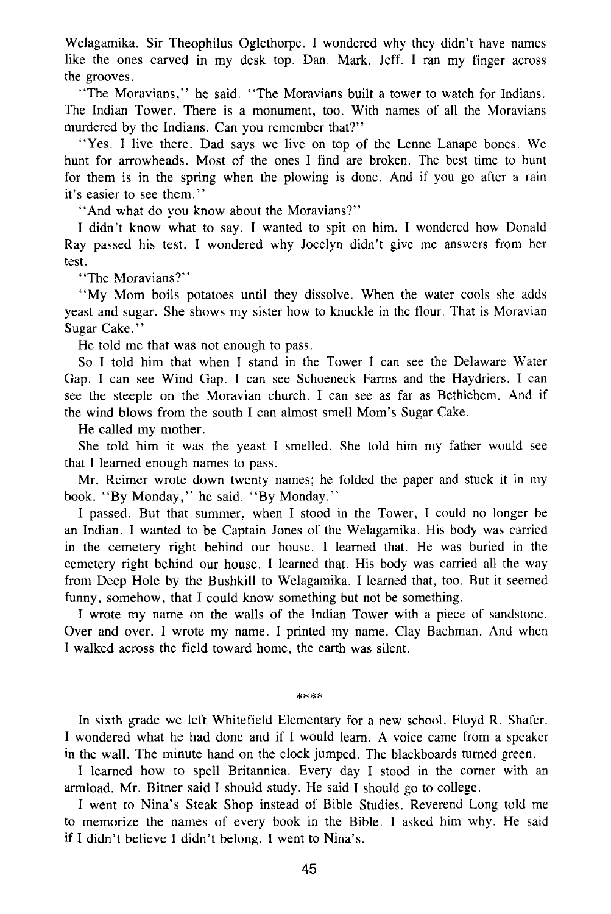Welagamika. Sir Theophilus Oglethorpe. I wondered why they didn't have names like the ones carved in my desk top. Dan. Mark. Jeff. I ran my finger across the grooves.

"The Moravians," he said. "The Moravians built a tower to watch for Indians. The Indian Tower. There is a monument, too. With names of all the Moravians murdered by the Indians. Can you remember that?"

"Yes. I live there. Dad says we live on top of the Lenne Lanape bones. We hunt for arrowheads. Most of the ones I find are broken. The best time to hunt for them is in the spring when the plowing is done. And if you go after a rain it's easier to see them."

"And what do you know about the Moravians?"

I didn't know what to say. I wanted to spit on him. I wondered how Donald Ray passed his test. I wondered why Jocelyn didn't give me answers from her test.

"The Moravians?"

"My Mom boils potatoes until they dissolve. When the water cools she adds yeast and sugar. She shows my sister how to knuckle in the flour. That is Moravian Sugar Cake."

He told me that was not enough to pass.

So I told him that when I stand in the Tower I can see the Delaware Water Gap. I can see Wind Gap. I can see Schoeneck Farms and the Haydriers. I can see the steeple on the Moravian church. I can see as far as Bethlehem. And if the wind blows from the south I can almost smell Mom's Sugar Cake.

He called my mother.

She told him it was the yeast I smelled. She told him my father would see that I learned enough names to pass.

Mr. Reimer wrote down twenty names; he folded the paper and stuck it in my book. "By Monday," he said. "By Monday."

I passed. But that summer, when I stood in the Tower, I could no longer be an Indian. I wanted to be Captain Jones of the Welagamika. His body was carried in the cemetery right behind our house. I learned that. He was buried in the cemetery right behind our house. I learned that. His body was carried all the way from Deep Hole by the Bushkill to Welagamika. I learned that, too. But it seemed funny, somehow, that I could know something but not be something.

I wrote my name on the walls of the Indian Tower with a piece of sandstone. Over and over. I wrote my name. I printed my name. Clay Bachman. And when I walked across the field toward home, the earth was silent.

****

In sixth grade we left Whitefield Elementary for a new school. Floyd R. Shafer. I wondered what he had done and if I would learn. A voice came from a speaker in the wall. The minute hand on the clock jumped. The blackboards turned green.

I learned how to spell Britannica. Every day I stood in the corner with an armload. Mr. Bitner said I should study. He said I should go to college.

I went to Nina's Steak Shop instead of Bible Studies. Reverend Long told me to memorize the names of every book in the Bible. I asked him why. He said if I didn't believe I didn't belong. I went to Nina's.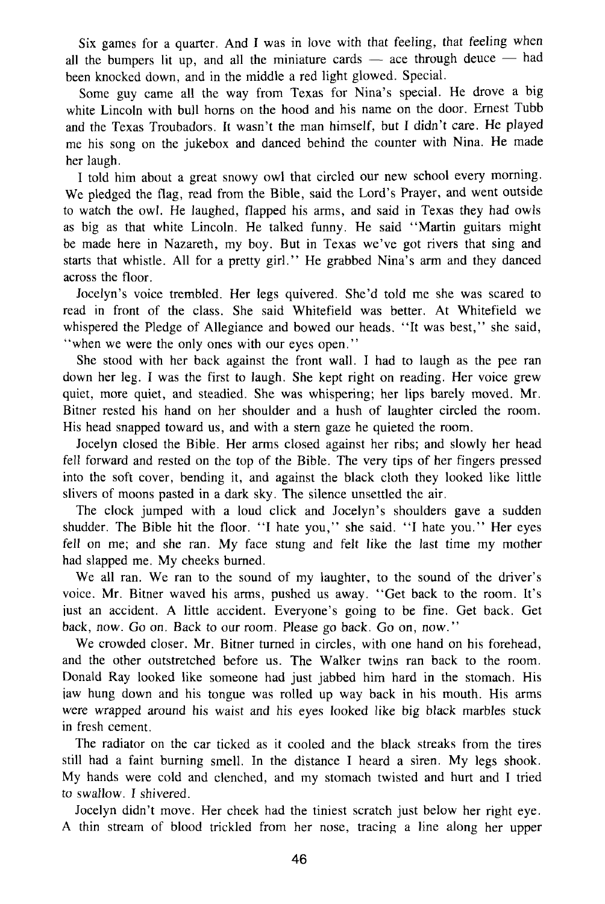Six games for a quarter. And I was in love with that feeling, that feeling when all the bumpers lit up, and all the miniature cards — ace through deuce — had been knocked down, and in the middle a red light glowed. Special.

Some guy came all the way from Texas for Nina's special. He drove a big white Lincoln with bull horns on the hood and his name on the door. Ernest Tubb and the Texas Troubadors. It wasn't the man himself, but I didn't care. He played me his song on the jukebox and danced behind the counter with Nina. He made her laugh.

I told him about a great snowy owl that circled our new school every morning. We pledged the flag, read from the Bible, said the Lord's Prayer, and went outside to watch the owl. He laughed, flapped his arms, and said in Texas they had owls as big as that white Lincoln. He talked funny. He said "Martin guitars might be made here in Nazareth, my boy. But in Texas we've got rivers that sing and starts that whistle. All for a pretty girl." He grabbed Nina's arm and they danced across the floor.

Jocelyn's voice trembled. Her legs quivered. She'd told me she was scared to read in front of the class. She said Whitefield was better. At Whitefield we whispered the Pledge of Allegiance and bowed our heads. "It was best," she said, "when we were the only ones with our eyes open."

She stood with her back against the front wall. I had to laugh as the pee ran down her leg. I was the first to laugh. She kept right on reading. Her voice grew quiet, more quiet, and steadied. She was whispering; her lips barely moved. Mr. Bitner rested his hand on her shoulder and a hush of laughter circled the room. His head snapped toward us, and with a stern gaze he quieted the room.

Jocelyn closed the Bible. Her arms closed against her ribs; and slowly her head fell forward and rested on the top of the Bible. The very tips of her fingers pressed into the soft cover, bending it, and against the black cloth they looked like little slivers of moons pasted in a dark sky. The silence unsettled the air.

The clock jumped with a loud click and Jocelyn's shoulders gave a sudden shudder. The Bible hit the floor. "I hate you," she said. "I hate you." Her eyes fell on me; and she ran. My face stung and felt like the last time my mother had slapped me. My cheeks burned.

We all ran. We ran to the sound of my laughter, to the sound of the driver's voice. Mr. Bitner waved his arms, pushed us away. "Get back to the room. It's just an accident. A little accident. Everyone's going to be fine. Get back. Get back, now. Go on. Back to our room. Please go back. Go on, now."

We crowded closer. Mr. Bitner turned in circles, with one hand on his forehead, and the other outstretched before us. The Walker twins ran back to the room. Donald Ray looked like someone had just jabbed him hard in the stomach. His jaw hung down and his tongue was rolled up way back in his mouth. His arms were wrapped around his waist and his eyes looked like big black marbles stuck in fresh cement.

The radiator on the car ticked as it cooled and the black streaks from the tires still had a faint burning smell. In the distance I heard a siren. My legs shook. My hands were cold and clenched, and my stomach twisted and hurt and I tried to swallow. I shivered.

Jocelyn didn't move. Her cheek had the tiniest scratch just below her right eye. A thin stream of blood trickled from her nose, tracing a line along her upper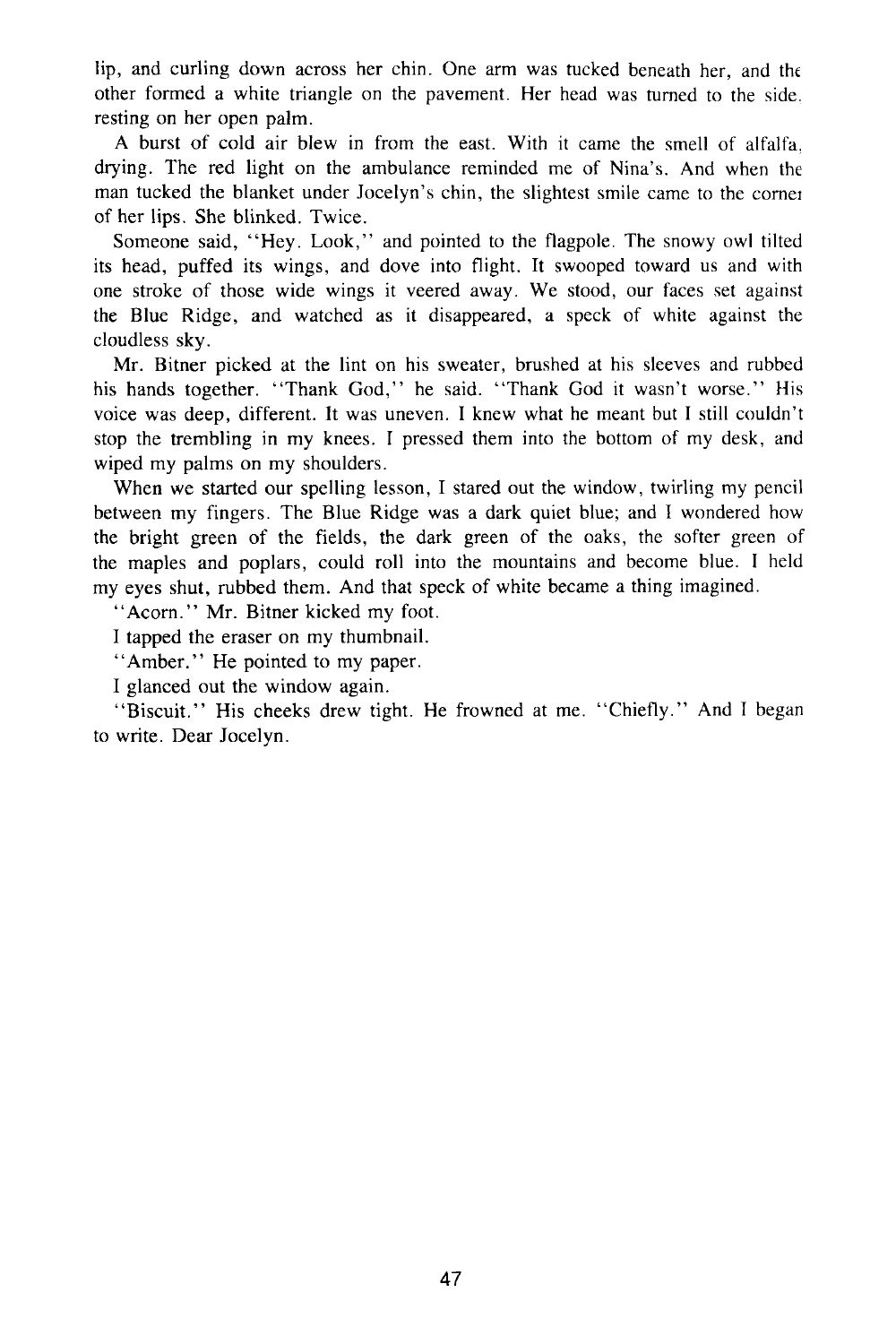lip, and curling down across her chin. One arm was tucked beneath her, and the other formed a white triangle on the pavement. Her head was turned to the side, resting on her open palm.

A burst of cold air blew in from the east. With it came the smell of alfalfa, drying. The red light on the ambulance reminded me of Nina's. And when the man tucked the blanket under Jocelyn's chin, the slightest smile came to the corner of her lips. She blinked. Twice.

Someone said, "Hey. Look," and pointed to the flagpole. The snowy owl tilted its head, puffed its wings, and dove into flight. It swooped toward us and with one stroke of those wide wings it veered away. We stood, our faces set against the Blue Ridge, and watched as it disappeared, a speck of white against the cloudless sky.

Mr. Bitner picked at the lint on his sweater, brushed at his sleeves and rubbed his hands together. "Thank God," he said. "Thank God it wasn't worse." His voice was deep, different. It was uneven. I knew what he meant but I still couldn't stop the trembling in my knees. I pressed them into the bottom of my desk, and wiped my palms on my shoulders.

When we started our spelling lesson, I stared out the window, twirling my pencil between my fingers. The Blue Ridge was a dark quiet blue; and I wondered how the bright green of the fields, the dark green of the oaks, the softer green of the maples and poplars, could roll into the mountains and become blue. I held my eyes shut, rubbed them. And that speck of white became a thing imagined.

"Acorn." Mr. Bitner kicked my foot.

I tapped the eraser on my thumbnail.

"Amber." He pointed to my paper.

I glanced out the window again.

"Biscuit." His cheeks drew tight. He frowned at me. "Chiefly." And I began to write. Dear Jocelyn.